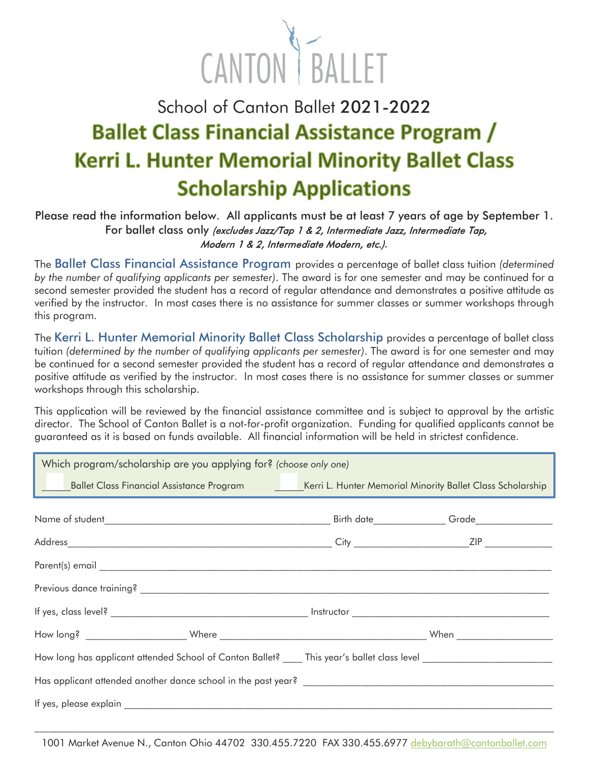# CANTON BALLET

School of Canton Ballet **2021-2022**

# Ballet Class Financial Assistance Program / Kerri L. Hunter Memorial Minority Ballet Class Scholarship Applications

Please read the information below. All applicants must be at least 7 years of age by September 1. For ballet class only *(excludes Jazz/Tap 1 & 2, Intermediate Jazz, Intermediate Tap, Modern 1 & 2, Intermediate Modern, etc.)*.

The **Ballet Class Financial Assistance Program** provides a percentage of ballet class tuition *(determined by the number of qualifying applicants per semester)*. The award is for one semester and may be continued for a second semester provided the student has a record of regular attendance and demonstrates a positive attitude as verified by the instructor. In most cases there is no assistance for summer classes or summer workshops through this program.

The **Kerri L. Hunter Memorial Minority Ballet Class Scholarship** provides a percentage of ballet class tuition *(determined by the number of qualifying applicants per semester)*. The award is for one semester and may be continued for a second semester provided the student has a record of regular attendance and demonstrates a positive attitude as verified by the instructor. In most cases there is no assistance for summer classes or summer workshops through this scholarship.

This application will be reviewed by the financial assistance committee and is subject to approval by the artistic director. The School of Canton Ballet is a not-for-profit organization. Funding for qualified applicants cannot be guaranteed as it is based on funds available. All financial information will be held in strictest confidence.

Which program/scholarship are you applying for? *(choose only one)*

_____ Ballet Class Financial Assistance Program    _____ Kerri L. Hunter Memorial Minority Ballet Class Scholarship

Name of student__________________________ Birth date____________ Grade______________

Address__________________________ City ____________________ ZIP ____________

Parent(s) email ____________________________________________

Previous dance training? ____________________________________________

If yes, class level? ____________________ Instructor ____________________

How long? ______________ Where ____________________ When ______________

How long has applicant attended School of Canton Ballet? ____ This year's ballet class level ______________

Has applicant attended another dance school in the past year? ____________________

If yes, please explain ____________________________________________

1001 Market Avenue N., Canton Ohio 44702 330.455.7220 FAX 330.455.6977 debybarath@cantonballet.com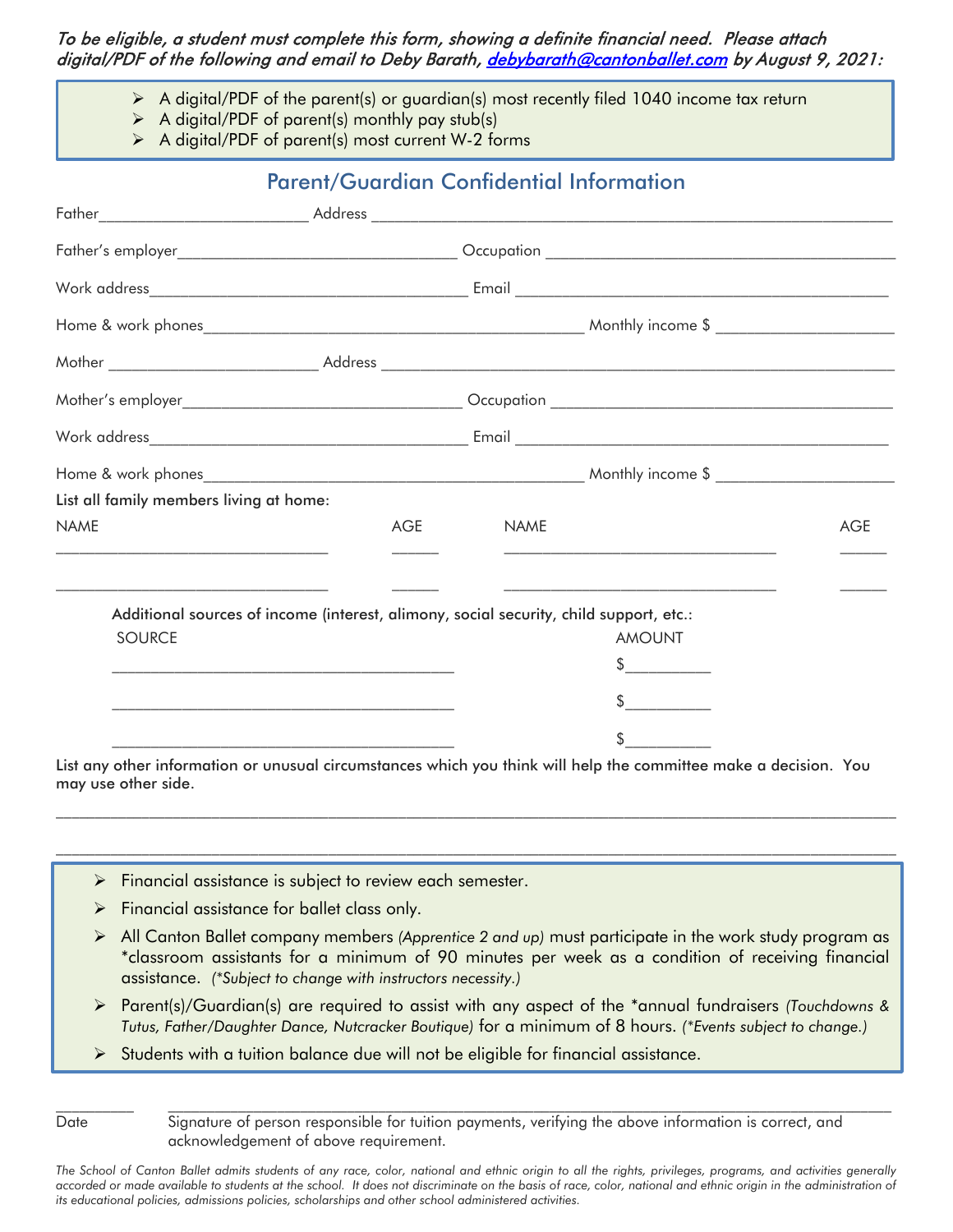*To be eligible, a student must complete this form, showing a definite financial need. Please attach digital/PDF of the following and email to Deby Barath, [debybarath@cantonballet.com](mailto:debybarath@cantonballet.com) by August 9, 2021:*

- A digital/PDF of the parent(s) or guardian(s) most recently filed 1040 income tax return
- A digital/PDF of parent(s) monthly pay stub(s)
- A digital/PDF of parent(s) most current W-2 forms

## Parent/Guardian Confidential Information

Father________________________ Address ____________________________________________________________

Father's employer________________________________ Occupation ________________________________________

Work address____________________________________ Email ___________________________________________

Home & work phones____________________________________________ Monthly income $ ____________________

Mother ________________________ Address ____________________________________________________________

Mother's employer________________________________ Occupation ________________________________________

Work address____________________________________ Email ___________________________________________

Home & work phones____________________________________________ Monthly income $ ____________________

List all family members living at home:

| NAME | AGE | NAME | AGE |
|---|---|---|---|
| _______________________________ | _____ | _______________________________ | _____ |
| _______________________________ | _____ | _______________________________ | _____ |

Additional sources of income (interest, alimony, social security, child support, etc.:

| SOURCE | AMOUNT |
|---|---|
| _______________________________________ | $__________ |
| _______________________________________ | $__________ |
| _______________________________________ | $__________ |

List any other information or unusual circumstances which you think will help the committee make a decision. You may use other side.

_____________________________________________________________________________________________

_____________________________________________________________________________________________

- Financial assistance is subject to review each semester.
- Financial assistance for ballet class only.
- All Canton Ballet company members *(Apprentice 2 and up)* must participate in the work study program as *classroom assistants for a minimum of 90 minutes per week as a condition of receiving financial assistance. *(*Subject to change with instructors necessity.)*
- Parent(s)/Guardian(s) are required to assist with any aspect of the *annual fundraisers *(Touchdowns & Tutus, Father/Daughter Dance, Nutcracker Boutique)* for a minimum of 8 hours. *(*Events subject to change.)*
- Students with a tuition balance due will not be eligible for financial assistance.

_________ ______________________________________________________________________________

Date Signature of person responsible for tuition payments, verifying the above information is correct, and acknowledgement of above requirement.

*The School of Canton Ballet admits students of any race, color, national and ethnic origin to all the rights, privileges, programs, and activities generally accorded or made available to students at the school. It does not discriminate on the basis of race, color, national and ethnic origin in the administration of its educational policies, admissions policies, scholarships and other school administered activities.*